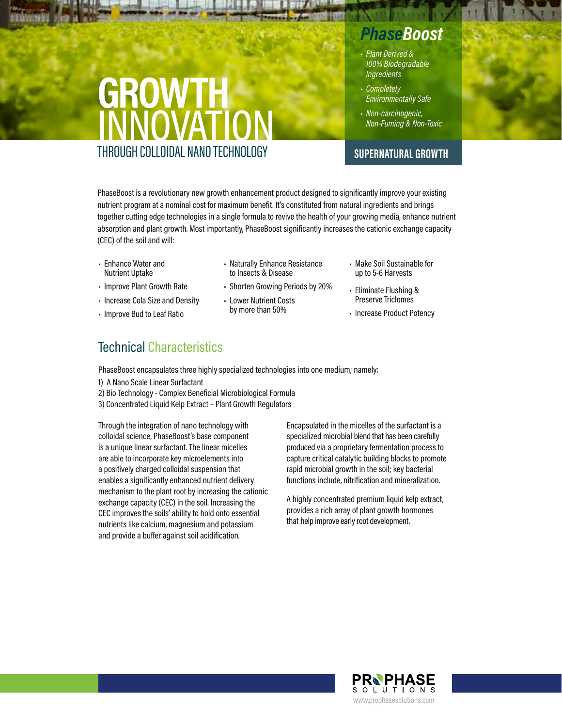# GROWTH INNOVATION

## THROUGH COLLOIDAL NANO TECHNOLOGY

## *PhaseBoost*

- *Plant Derived & 100% Biodegradable Ingredients*
- *Completely Environmentally Safe*
- *Non-carcinogenic, Non-Fuming & Non-Toxic*

**SUPERNATURAL GROWTH**

PhaseBoost is a revolutionary new growth enhancement product designed to significantly improve your existing nutrient program at a nominal cost for maximum benefit. It's constituted from natural ingredients and brings together cutting edge technologies in a single formula to revive the health of your growing media, enhance nutrient absorption and plant growth. Most importantly, PhaseBoost significantly increases the cationic exchange capacity (CEC) of the soil and will:

- Enhance Water and Nutrient Uptake
- Improve Plant Growth Rate
- Increase Cola Size and Density
- Improve Bud to Leaf Ratio
- Naturally Enhance Resistance to Insects & Disease
- Shorten Growing Periods by 20%
- Lower Nutrient Costs by more than 50%
- Make Soil Sustainable for up to 5-6 Harvests
- Eliminate Flushing & Preserve Triclomes
- Increase Product Potency

## Technical Characteristics

PhaseBoost encapsulates three highly specialized technologies into one medium; namely:

1) A Nano Scale Linear Surfactant
2) Bio Technology - Complex Beneficial Microbiological Formula
3) Concentrated Liquid Kelp Extract – Plant Growth Regulators

Through the integration of nano technology with colloidal science, PhaseBoost's base component is a unique linear surfactant. The linear micelles are able to incorporate key microelements into a positively charged colloidal suspension that enables a significantly enhanced nutrient delivery mechanism to the plant root by increasing the cationic exchange capacity (CEC) in the soil. Increasing the CEC improves the soils' ability to hold onto essential nutrients like calcium, magnesium and potassium and provide a buffer against soil acidification.

Encapsulated in the micelles of the surfactant is a specialized microbial blend that has been carefully produced via a proprietary fermentation process to capture critical catalytic building blocks to promote rapid microbial growth in the soil; key bacterial functions include, nitrification and mineralization.

A highly concentrated premium liquid kelp extract, provides a rich array of plant growth hormones that help improve early root development.

PROPHASE SOLUTIONS
www.prophasesolutions.com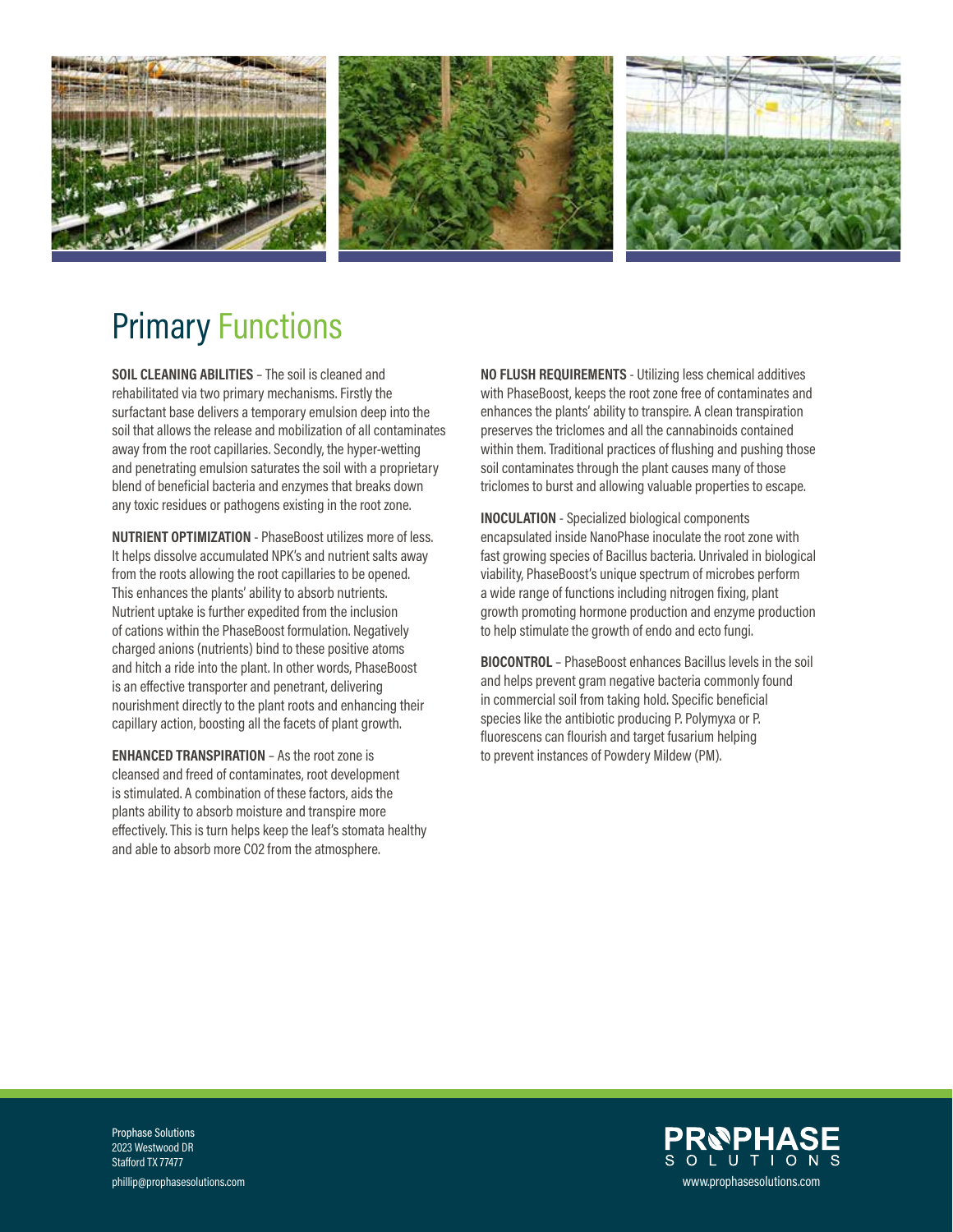# Primary Functions

**SOIL CLEANING ABILITIES** – The soil is cleaned and rehabilitated via two primary mechanisms. Firstly the surfactant base delivers a temporary emulsion deep into the soil that allows the release and mobilization of all contaminates away from the root capillaries. Secondly, the hyper-wetting and penetrating emulsion saturates the soil with a proprietary blend of beneficial bacteria and enzymes that breaks down any toxic residues or pathogens existing in the root zone.

**NUTRIENT OPTIMIZATION** - PhaseBoost utilizes more of less. It helps dissolve accumulated NPK's and nutrient salts away from the roots allowing the root capillaries to be opened. This enhances the plants' ability to absorb nutrients. Nutrient uptake is further expedited from the inclusion of cations within the PhaseBoost formulation. Negatively charged anions (nutrients) bind to these positive atoms and hitch a ride into the plant. In other words, PhaseBoost is an effective transporter and penetrant, delivering nourishment directly to the plant roots and enhancing their capillary action, boosting all the facets of plant growth.

**ENHANCED TRANSPIRATION** – As the root zone is cleansed and freed of contaminates, root development is stimulated. A combination of these factors, aids the plants ability to absorb moisture and transpire more effectively. This is turn helps keep the leaf's stomata healthy and able to absorb more $CO_2$ from the atmosphere.

**NO FLUSH REQUIREMENTS** - Utilizing less chemical additives with PhaseBoost, keeps the root zone free of contaminates and enhances the plants' ability to transpire. A clean transpiration preserves the triclomes and all the cannabinoids contained within them. Traditional practices of flushing and pushing those soil contaminates through the plant causes many of those triclomes to burst and allowing valuable properties to escape.

**INOCULATION** - Specialized biological components encapsulated inside NanoPhase inoculate the root zone with fast growing species of Bacillus bacteria. Unrivaled in biological viability, PhaseBoost's unique spectrum of microbes perform a wide range of functions including nitrogen fixing, plant growth promoting hormone production and enzyme production to help stimulate the growth of endo and ecto fungi.

**BIOCONTROL** – PhaseBoost enhances Bacillus levels in the soil and helps prevent gram negative bacteria commonly found in commercial soil from taking hold. Specific beneficial species like the antibiotic producing P. Polymyxa or P. fluorescens can flourish and target fusarium helping to prevent instances of Powdery Mildew (PM).

Prophase Solutions
2023 Westwood DR
Stafford TX 77477
phillip@prophasesolutions.com

PROPHASE SOLUTIONS
www.prophasesolutions.com